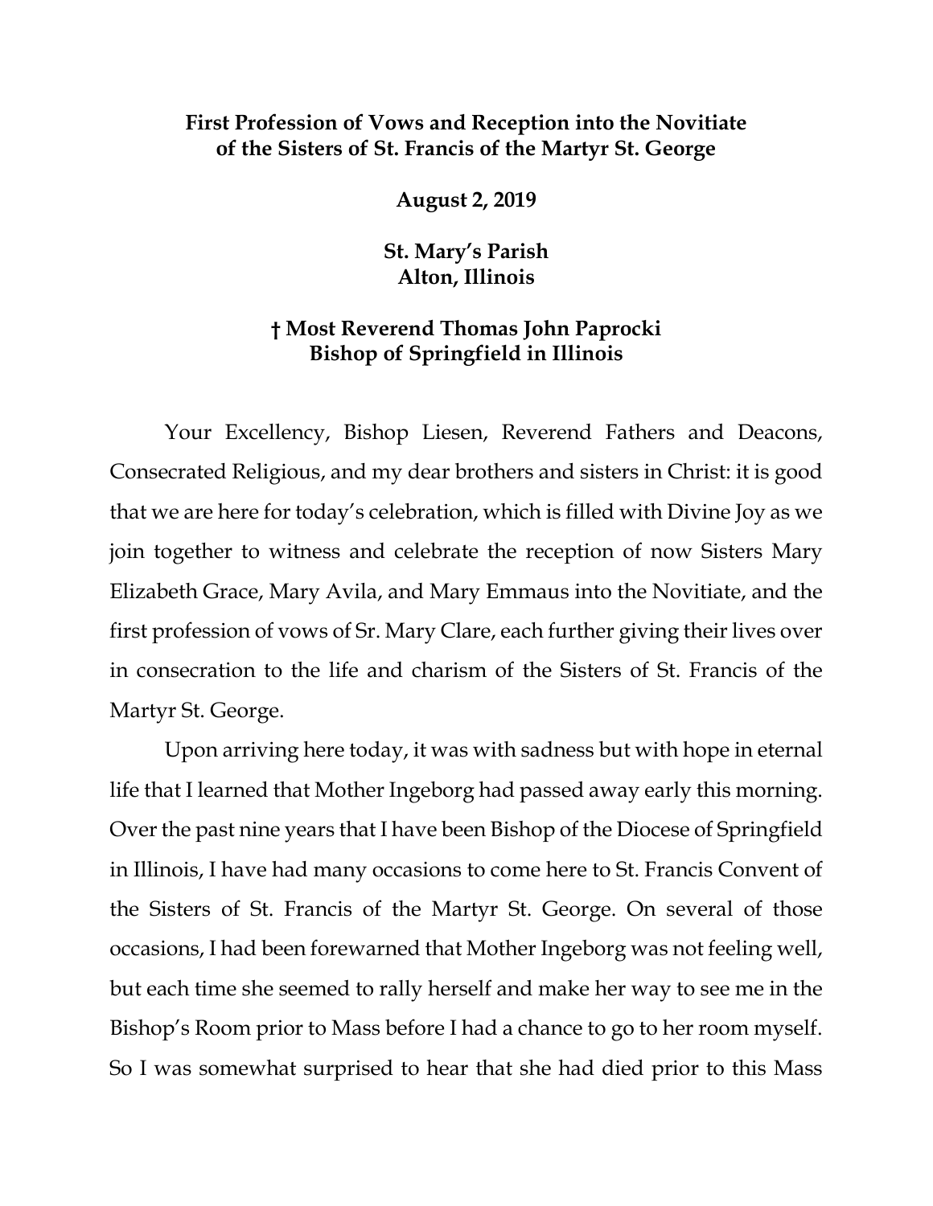**First Profession of Vows and Reception into the Novitiate of the Sisters of St. Francis of the Martyr St. George**

**August 2, 2019**

**St. Mary's Parish**
**Alton, Illinois**

**† Most Reverend Thomas John Paprocki**
**Bishop of Springfield in Illinois**

Your Excellency, Bishop Liesen, Reverend Fathers and Deacons, Consecrated Religious, and my dear brothers and sisters in Christ: it is good that we are here for today's celebration, which is filled with Divine Joy as we join together to witness and celebrate the reception of now Sisters Mary Elizabeth Grace, Mary Avila, and Mary Emmaus into the Novitiate, and the first profession of vows of Sr. Mary Clare, each further giving their lives over in consecration to the life and charism of the Sisters of St. Francis of the Martyr St. George.

Upon arriving here today, it was with sadness but with hope in eternal life that I learned that Mother Ingeborg had passed away early this morning. Over the past nine years that I have been Bishop of the Diocese of Springfield in Illinois, I have had many occasions to come here to St. Francis Convent of the Sisters of St. Francis of the Martyr St. George. On several of those occasions, I had been forewarned that Mother Ingeborg was not feeling well, but each time she seemed to rally herself and make her way to see me in the Bishop's Room prior to Mass before I had a chance to go to her room myself. So I was somewhat surprised to hear that she had died prior to this Mass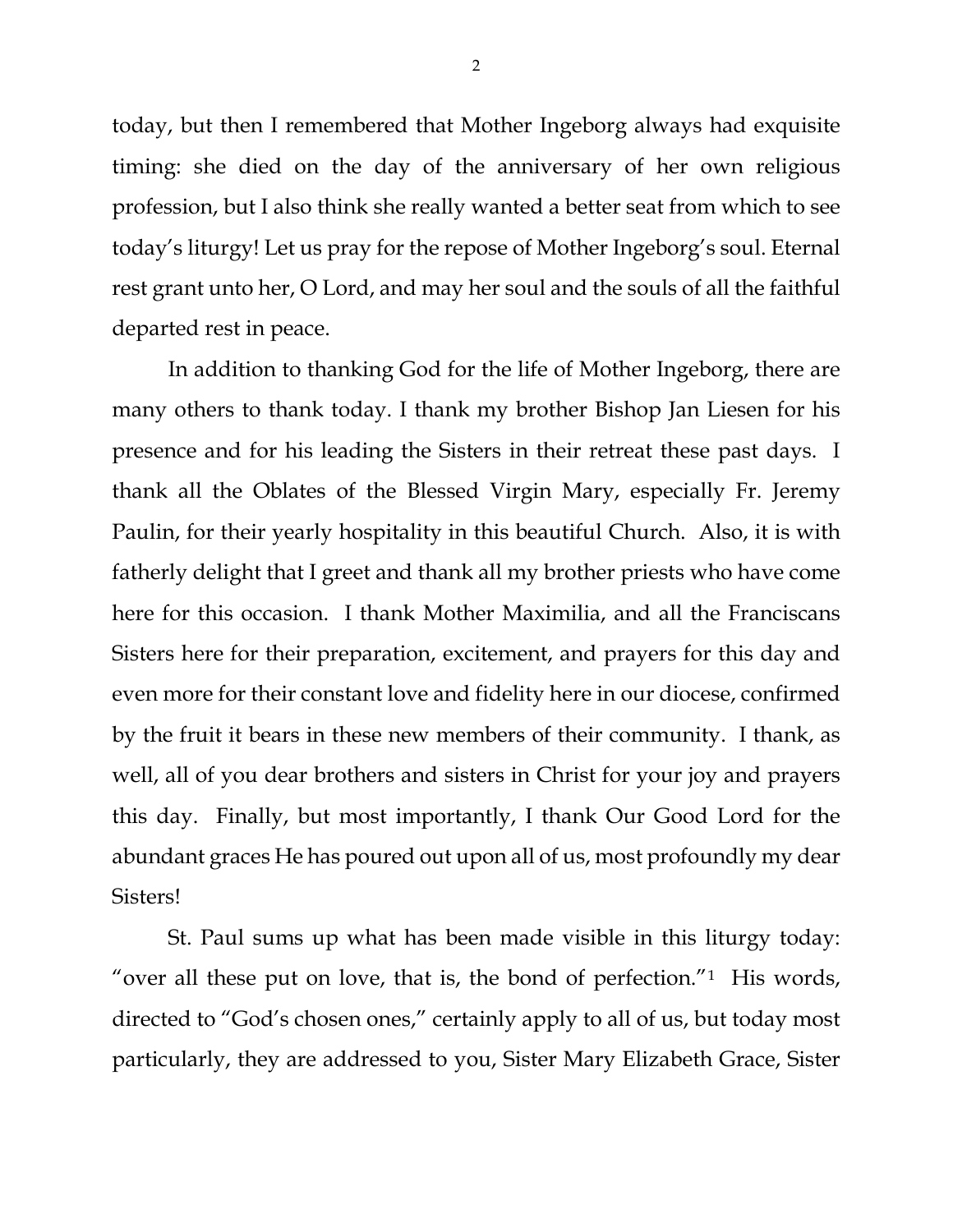today, but then I remembered that Mother Ingeborg always had exquisite timing: she died on the day of the anniversary of her own religious profession, but I also think she really wanted a better seat from which to see today's liturgy! Let us pray for the repose of Mother Ingeborg's soul. Eternal rest grant unto her, O Lord, and may her soul and the souls of all the faithful departed rest in peace.

In addition to thanking God for the life of Mother Ingeborg, there are many others to thank today. I thank my brother Bishop Jan Liesen for his presence and for his leading the Sisters in their retreat these past days. I thank all the Oblates of the Blessed Virgin Mary, especially Fr. Jeremy Paulin, for their yearly hospitality in this beautiful Church. Also, it is with fatherly delight that I greet and thank all my brother priests who have come here for this occasion. I thank Mother Maximilia, and all the Franciscans Sisters here for their preparation, excitement, and prayers for this day and even more for their constant love and fidelity here in our diocese, confirmed by the fruit it bears in these new members of their community. I thank, as well, all of you dear brothers and sisters in Christ for your joy and prayers this day. Finally, but most importantly, I thank Our Good Lord for the abundant graces He has poured out upon all of us, most profoundly my dear Sisters!

St. Paul sums up what has been made visible in this liturgy today: "over all these put on love, that is, the bond of perfection."[1] His words, directed to "God's chosen ones," certainly apply to all of us, but today most particularly, they are addressed to you, Sister Mary Elizabeth Grace, Sister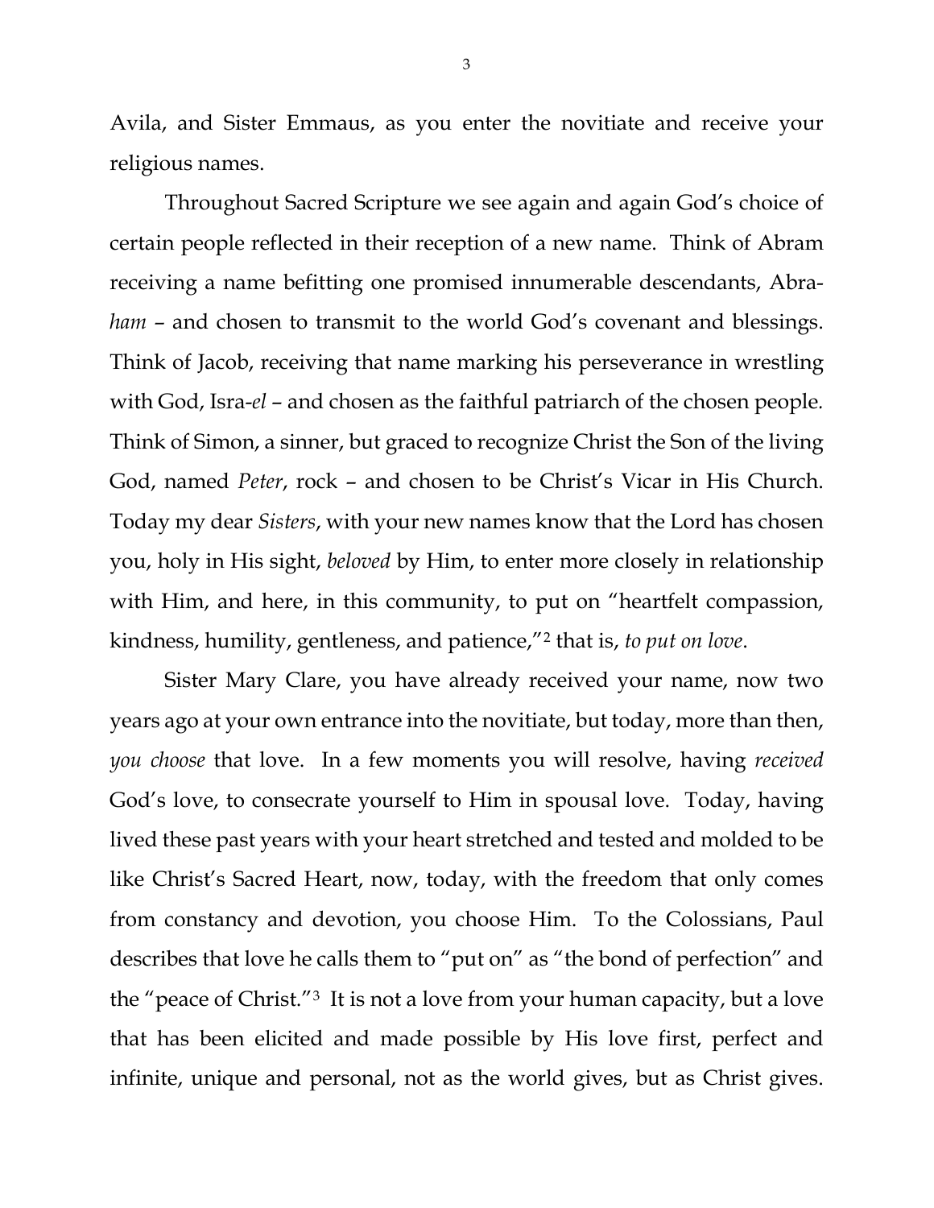Avila, and Sister Emmaus, as you enter the novitiate and receive your religious names.

Throughout Sacred Scripture we see again and again God's choice of certain people reflected in their reception of a new name. Think of Abram receiving a name befitting one promised innumerable descendants, Abra-*ham* – and chosen to transmit to the world God's covenant and blessings. Think of Jacob, receiving that name marking his perseverance in wrestling with God, Isra-*el* – and chosen as the faithful patriarch of the chosen people. Think of Simon, a sinner, but graced to recognize Christ the Son of the living God, named *Peter*, rock – and chosen to be Christ's Vicar in His Church. Today my dear *Sisters*, with your new names know that the Lord has chosen you, holy in His sight, *beloved* by Him, to enter more closely in relationship with Him, and here, in this community, to put on "heartfelt compassion, kindness, humility, gentleness, and patience,"[2] that is, *to put on love*.

Sister Mary Clare, you have already received your name, now two years ago at your own entrance into the novitiate, but today, more than then, *you choose* that love. In a few moments you will resolve, having *received* God's love, to consecrate yourself to Him in spousal love. Today, having lived these past years with your heart stretched and tested and molded to be like Christ's Sacred Heart, now, today, with the freedom that only comes from constancy and devotion, you choose Him. To the Colossians, Paul describes that love he calls them to "put on" as "the bond of perfection" and the "peace of Christ."[3] It is not a love from your human capacity, but a love that has been elicited and made possible by His love first, perfect and infinite, unique and personal, not as the world gives, but as Christ gives.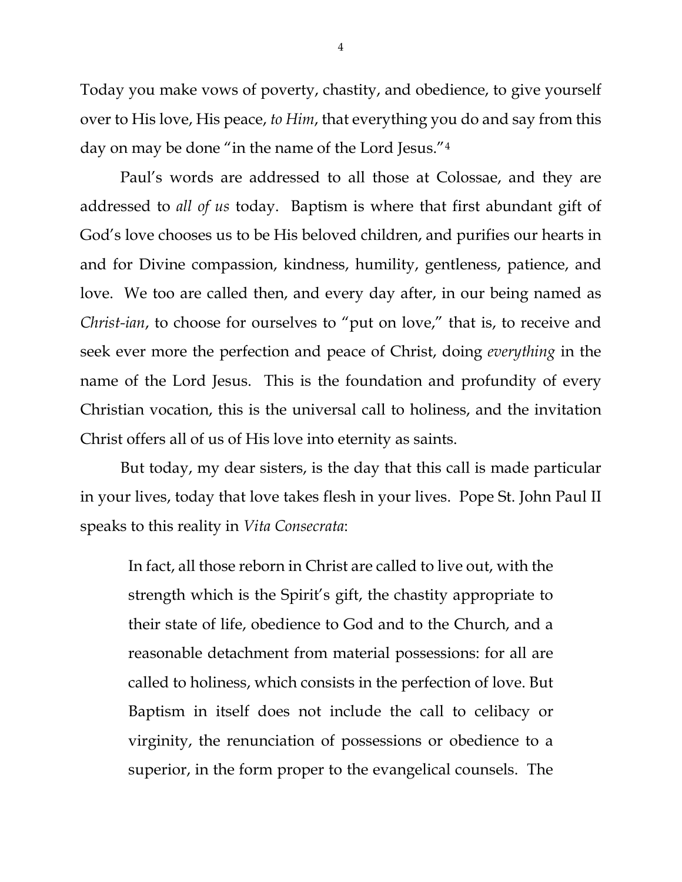Today you make vows of poverty, chastity, and obedience, to give yourself over to His love, His peace, *to Him*, that everything you do and say from this day on may be done "in the name of the Lord Jesus."[4]

Paul's words are addressed to all those at Colossae, and they are addressed to *all of us* today. Baptism is where that first abundant gift of God's love chooses us to be His beloved children, and purifies our hearts in and for Divine compassion, kindness, humility, gentleness, patience, and love. We too are called then, and every day after, in our being named as *Christ-ian*, to choose for ourselves to "put on love," that is, to receive and seek ever more the perfection and peace of Christ, doing *everything* in the name of the Lord Jesus. This is the foundation and profundity of every Christian vocation, this is the universal call to holiness, and the invitation Christ offers all of us of His love into eternity as saints.

But today, my dear sisters, is the day that this call is made particular in your lives, today that love takes flesh in your lives. Pope St. John Paul II speaks to this reality in *Vita Consecrata*:

> In fact, all those reborn in Christ are called to live out, with the strength which is the Spirit's gift, the chastity appropriate to their state of life, obedience to God and to the Church, and a reasonable detachment from material possessions: for all are called to holiness, which consists in the perfection of love. But Baptism in itself does not include the call to celibacy or virginity, the renunciation of possessions or obedience to a superior, in the form proper to the evangelical counsels. The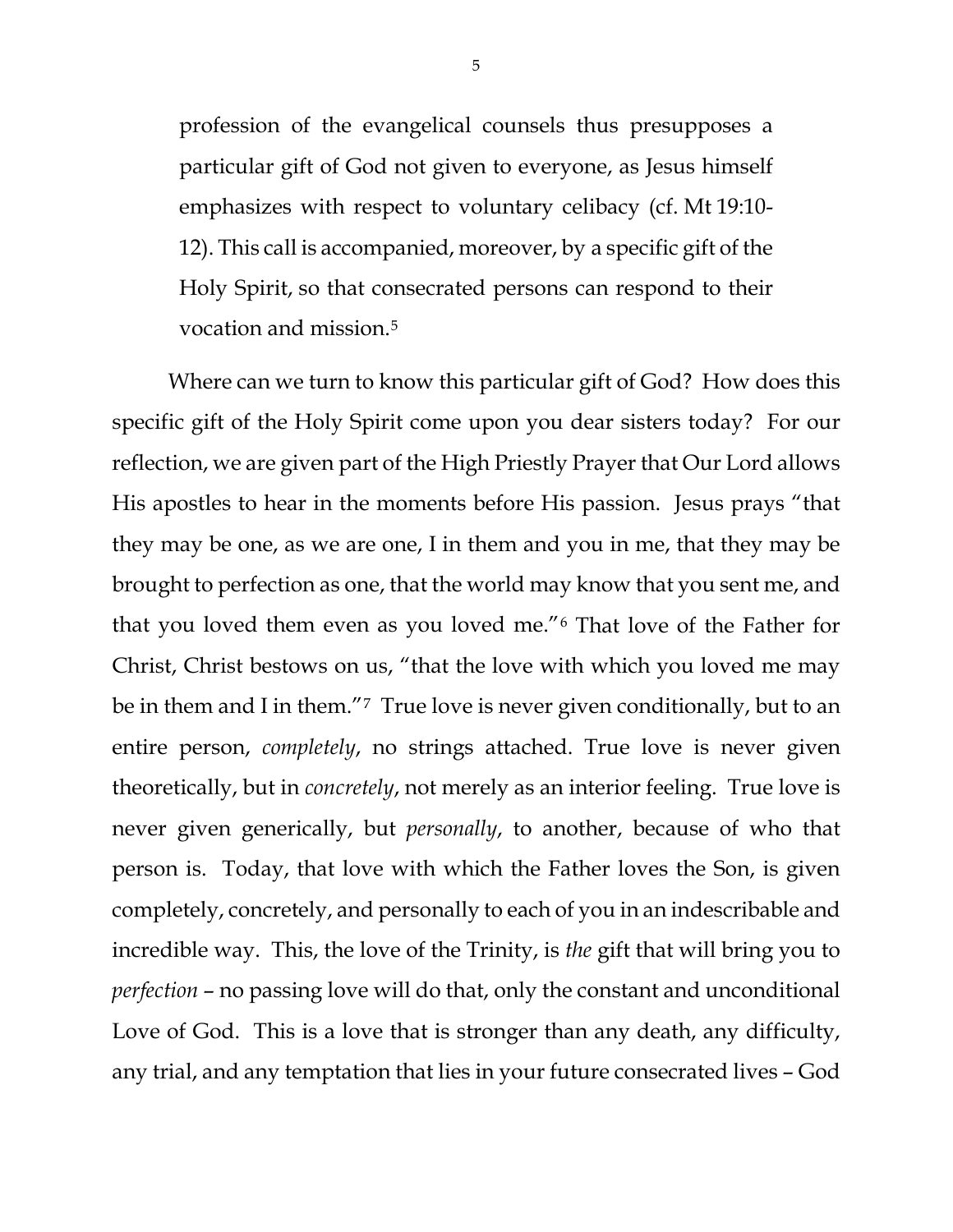profession of the evangelical counsels thus presupposes a particular gift of God not given to everyone, as Jesus himself emphasizes with respect to voluntary celibacy (cf. Mt 19:10-12). This call is accompanied, moreover, by a specific gift of the Holy Spirit, so that consecrated persons can respond to their vocation and mission.[5]

Where can we turn to know this particular gift of God? How does this specific gift of the Holy Spirit come upon you dear sisters today? For our reflection, we are given part of the High Priestly Prayer that Our Lord allows His apostles to hear in the moments before His passion. Jesus prays "that they may be one, as we are one, I in them and you in me, that they may be brought to perfection as one, that the world may know that you sent me, and that you loved them even as you loved me."[6] That love of the Father for Christ, Christ bestows on us, "that the love with which you loved me may be in them and I in them."[7] True love is never given conditionally, but to an entire person, *completely*, no strings attached. True love is never given theoretically, but in *concretely*, not merely as an interior feeling. True love is never given generically, but *personally*, to another, because of who that person is. Today, that love with which the Father loves the Son, is given completely, concretely, and personally to each of you in an indescribable and incredible way. This, the love of the Trinity, is *the* gift that will bring you to *perfection* – no passing love will do that, only the constant and unconditional Love of God. This is a love that is stronger than any death, any difficulty, any trial, and any temptation that lies in your future consecrated lives – God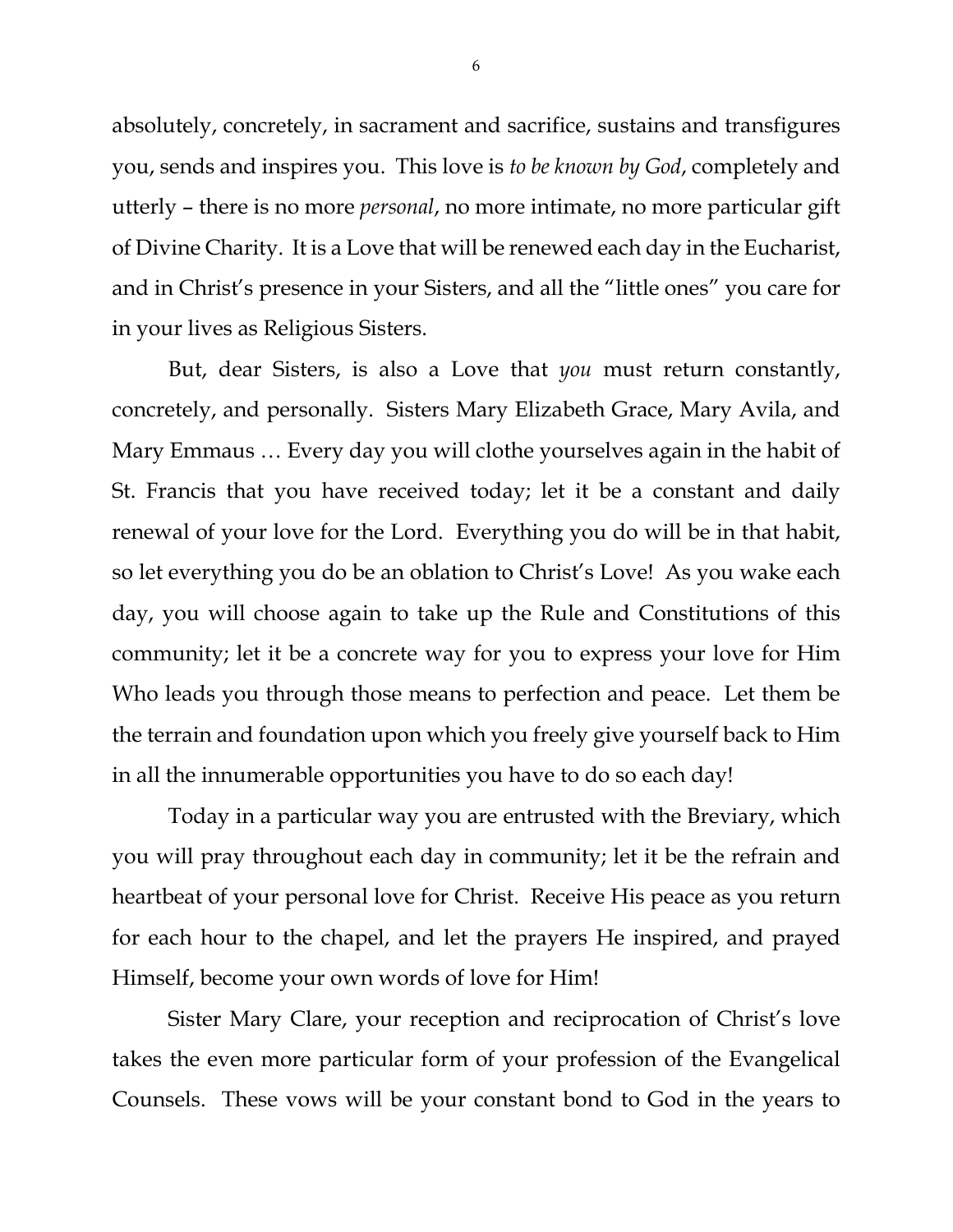absolutely, concretely, in sacrament and sacrifice, sustains and transfigures you, sends and inspires you. This love is *to be known by God*, completely and utterly – there is no more *personal*, no more intimate, no more particular gift of Divine Charity. It is a Love that will be renewed each day in the Eucharist, and in Christ's presence in your Sisters, and all the "little ones" you care for in your lives as Religious Sisters.

But, dear Sisters, is also a Love that *you* must return constantly, concretely, and personally. Sisters Mary Elizabeth Grace, Mary Avila, and Mary Emmaus … Every day you will clothe yourselves again in the habit of St. Francis that you have received today; let it be a constant and daily renewal of your love for the Lord. Everything you do will be in that habit, so let everything you do be an oblation to Christ's Love! As you wake each day, you will choose again to take up the Rule and Constitutions of this community; let it be a concrete way for you to express your love for Him Who leads you through those means to perfection and peace. Let them be the terrain and foundation upon which you freely give yourself back to Him in all the innumerable opportunities you have to do so each day!

Today in a particular way you are entrusted with the Breviary, which you will pray throughout each day in community; let it be the refrain and heartbeat of your personal love for Christ. Receive His peace as you return for each hour to the chapel, and let the prayers He inspired, and prayed Himself, become your own words of love for Him!

Sister Mary Clare, your reception and reciprocation of Christ's love takes the even more particular form of your profession of the Evangelical Counsels. These vows will be your constant bond to God in the years to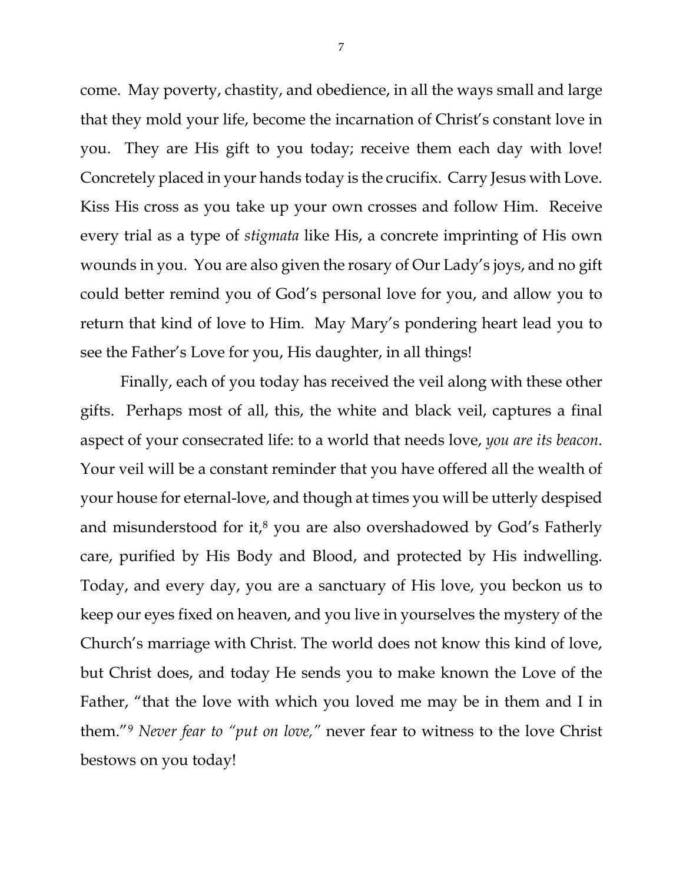come. May poverty, chastity, and obedience, in all the ways small and large that they mold your life, become the incarnation of Christ's constant love in you. They are His gift to you today; receive them each day with love! Concretely placed in your hands today is the crucifix. Carry Jesus with Love. Kiss His cross as you take up your own crosses and follow Him. Receive every trial as a type of *stigmata* like His, a concrete imprinting of His own wounds in you. You are also given the rosary of Our Lady's joys, and no gift could better remind you of God's personal love for you, and allow you to return that kind of love to Him. May Mary's pondering heart lead you to see the Father's Love for you, His daughter, in all things!

Finally, each of you today has received the veil along with these other gifts. Perhaps most of all, this, the white and black veil, captures a final aspect of your consecrated life: to a world that needs love, *you are its beacon*. Your veil will be a constant reminder that you have offered all the wealth of your house for eternal-love, and though at times you will be utterly despised and misunderstood for it,[8] you are also overshadowed by God's Fatherly care, purified by His Body and Blood, and protected by His indwelling. Today, and every day, you are a sanctuary of His love, you beckon us to keep our eyes fixed on heaven, and you live in yourselves the mystery of the Church's marriage with Christ. The world does not know this kind of love, but Christ does, and today He sends you to make known the Love of the Father, "that the love with which you loved me may be in them and I in them."[9] *Never fear to "put on love,"* never fear to witness to the love Christ bestows on you today!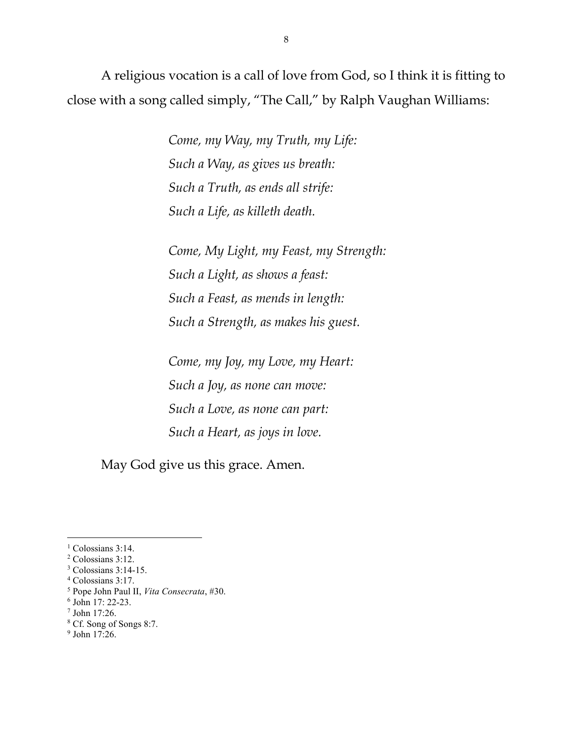A religious vocation is a call of love from God, so I think it is fitting to close with a song called simply, "The Call," by Ralph Vaughan Williams:

*Come, my Way, my Truth, my Life:*
*Such a Way, as gives us breath:*
*Such a Truth, as ends all strife:*
*Such a Life, as killeth death.*

*Come, My Light, my Feast, my Strength:*
*Such a Light, as shows a feast:*
*Such a Feast, as mends in length:*
*Such a Strength, as makes his guest.*

*Come, my Joy, my Love, my Heart:*
*Such a Joy, as none can move:*
*Such a Love, as none can part:*
*Such a Heart, as joys in love.*

May God give us this grace. Amen.

---

[1] Colossians 3:14.
[2] Colossians 3:12.
[3] Colossians 3:14-15.
[4] Colossians 3:17.
[5] Pope John Paul II, *Vita Consecrata*, #30.
[6] John 17: 22-23.
[7] John 17:26.
[8] Cf. Song of Songs 8:7.
[9] John 17:26.